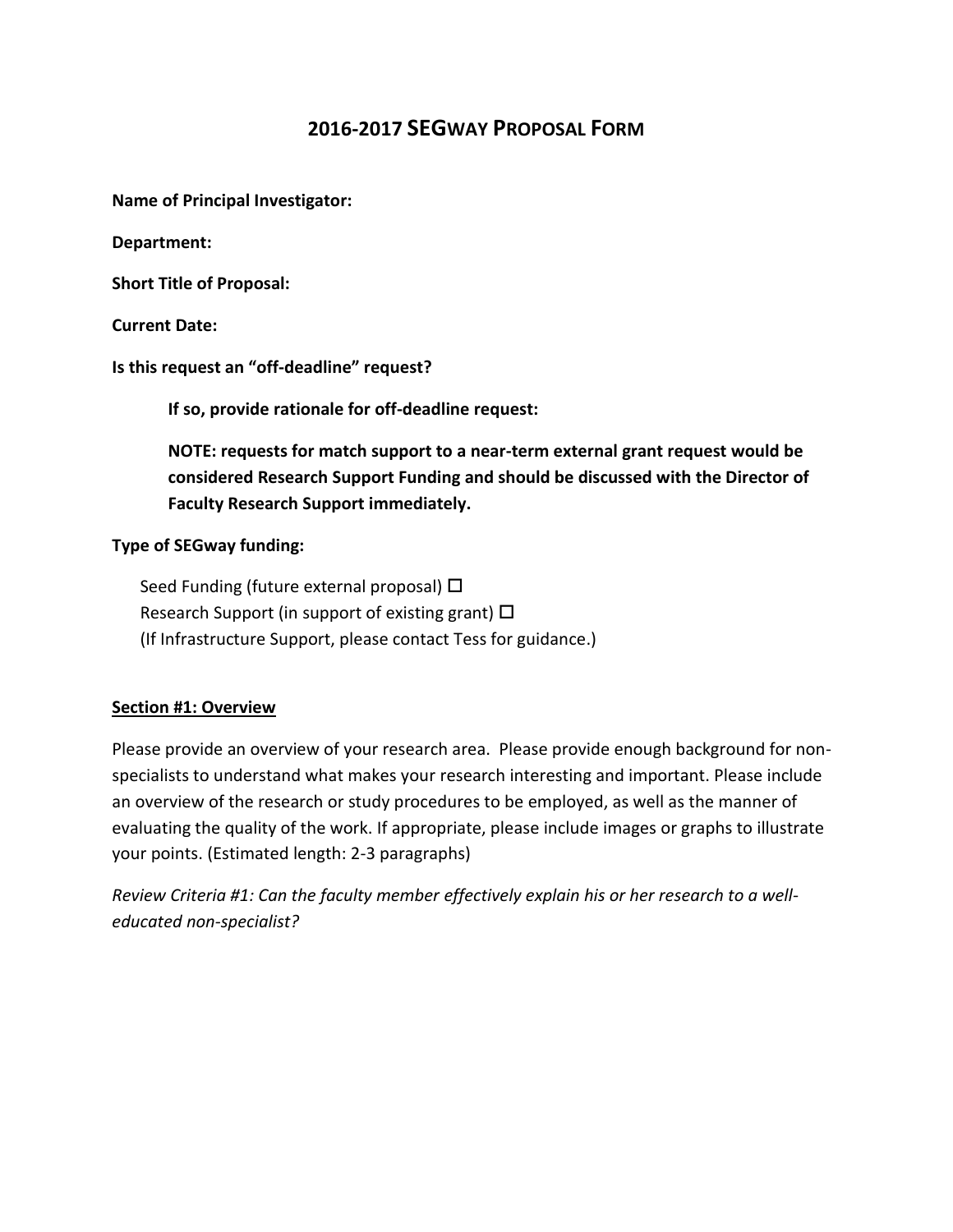# 2016-2017 SEGway Proposal Form

**Name of Principal Investigator:**

**Department:**

**Short Title of Proposal:**

**Current Date:**

**Is this request an "off-deadline" request?**

> **If so, provide rationale for off-deadline request:**
>
> **NOTE: requests for match support to a near-term external grant request would be considered Research Support Funding and should be discussed with the Director of Faculty Research Support immediately.**

**Type of SEGway funding:**

Seed Funding (future external proposal) ☐
Research Support (in support of existing grant) ☐
(If Infrastructure Support, please contact Tess for guidance.)

## Section #1: Overview

Please provide an overview of your research area. Please provide enough background for non-specialists to understand what makes your research interesting and important. Please include an overview of the research or study procedures to be employed, as well as the manner of evaluating the quality of the work. If appropriate, please include images or graphs to illustrate your points. (Estimated length: 2-3 paragraphs)

*Review Criteria #1: Can the faculty member effectively explain his or her research to a well-educated non-specialist?*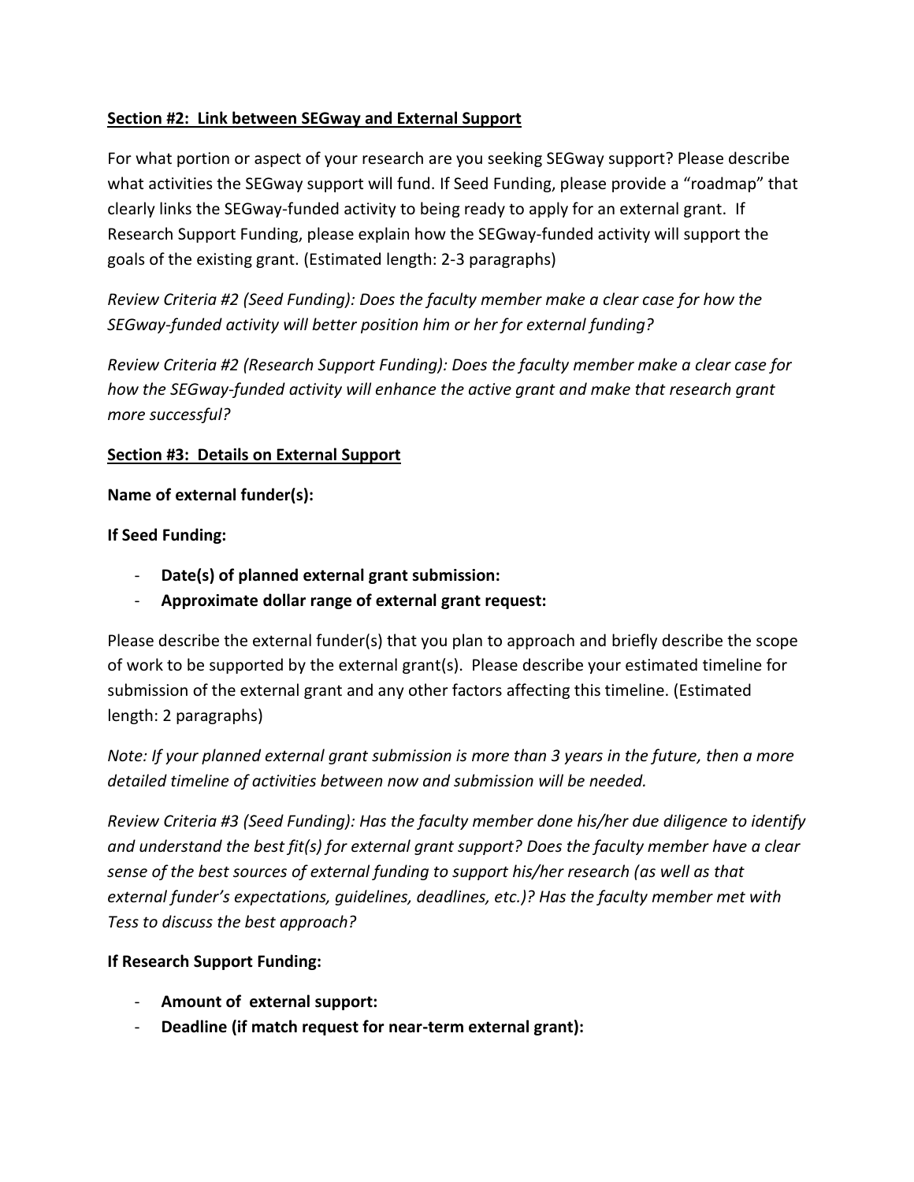**<u>Section #2: Link between SEGway and External Support</u>**

For what portion or aspect of your research are you seeking SEGway support? Please describe what activities the SEGway support will fund. If Seed Funding, please provide a "roadmap" that clearly links the SEGway-funded activity to being ready to apply for an external grant. If Research Support Funding, please explain how the SEGway-funded activity will support the goals of the existing grant. (Estimated length: 2-3 paragraphs)

*Review Criteria #2 (Seed Funding): Does the faculty member make a clear case for how the SEGway-funded activity will better position him or her for external funding?*

*Review Criteria #2 (Research Support Funding): Does the faculty member make a clear case for how the SEGway-funded activity will enhance the active grant and make that research grant more successful?*

**<u>Section #3: Details on External Support</u>**

**Name of external funder(s):**

**If Seed Funding:**

- **Date(s) of planned external grant submission:**
- **Approximate dollar range of external grant request:**

Please describe the external funder(s) that you plan to approach and briefly describe the scope of work to be supported by the external grant(s). Please describe your estimated timeline for submission of the external grant and any other factors affecting this timeline. (Estimated length: 2 paragraphs)

*Note: If your planned external grant submission is more than 3 years in the future, then a more detailed timeline of activities between now and submission will be needed.*

*Review Criteria #3 (Seed Funding): Has the faculty member done his/her due diligence to identify and understand the best fit(s) for external grant support? Does the faculty member have a clear sense of the best sources of external funding to support his/her research (as well as that external funder's expectations, guidelines, deadlines, etc.)? Has the faculty member met with Tess to discuss the best approach?*

**If Research Support Funding:**

- **Amount of external support:**
- **Deadline (if match request for near-term external grant):**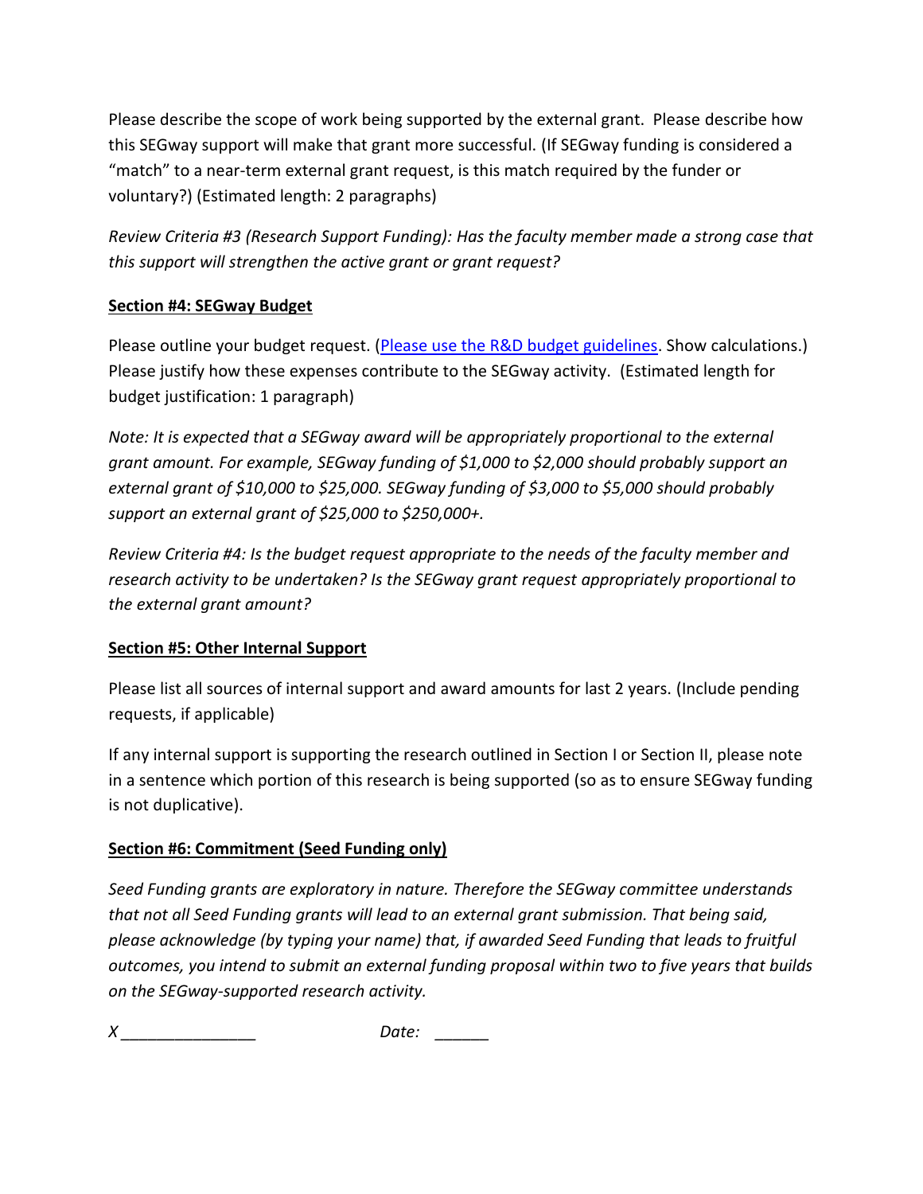Please describe the scope of work being supported by the external grant. Please describe how this SEGway support will make that grant more successful. (If SEGway funding is considered a "match" to a near-term external grant request, is this match required by the funder or voluntary?) (Estimated length: 2 paragraphs)

*Review Criteria #3 (Research Support Funding): Has the faculty member made a strong case that this support will strengthen the active grant or grant request?*

**Section #4: SEGway Budget**

Please outline your budget request. (Please use the R&D budget guidelines. Show calculations.) Please justify how these expenses contribute to the SEGway activity. (Estimated length for budget justification: 1 paragraph)

*Note: It is expected that a SEGway award will be appropriately proportional to the external grant amount. For example, SEGway funding of $1,000 to $2,000 should probably support an external grant of $10,000 to $25,000. SEGway funding of $3,000 to $5,000 should probably support an external grant of $25,000 to $250,000+.*

*Review Criteria #4: Is the budget request appropriate to the needs of the faculty member and research activity to be undertaken? Is the SEGway grant request appropriately proportional to the external grant amount?*

**Section #5: Other Internal Support**

Please list all sources of internal support and award amounts for last 2 years. (Include pending requests, if applicable)

If any internal support is supporting the research outlined in Section I or Section II, please note in a sentence which portion of this research is being supported (so as to ensure SEGway funding is not duplicative).

**Section #6: Commitment (Seed Funding only)**

*Seed Funding grants are exploratory in nature. Therefore the SEGway committee understands that not all Seed Funding grants will lead to an external grant submission. That being said, please acknowledge (by typing your name) that, if awarded Seed Funding that leads to fruitful outcomes, you intend to submit an external funding proposal within two to five years that builds on the SEGway-supported research activity.*

*X* _______________ *Date:* ______